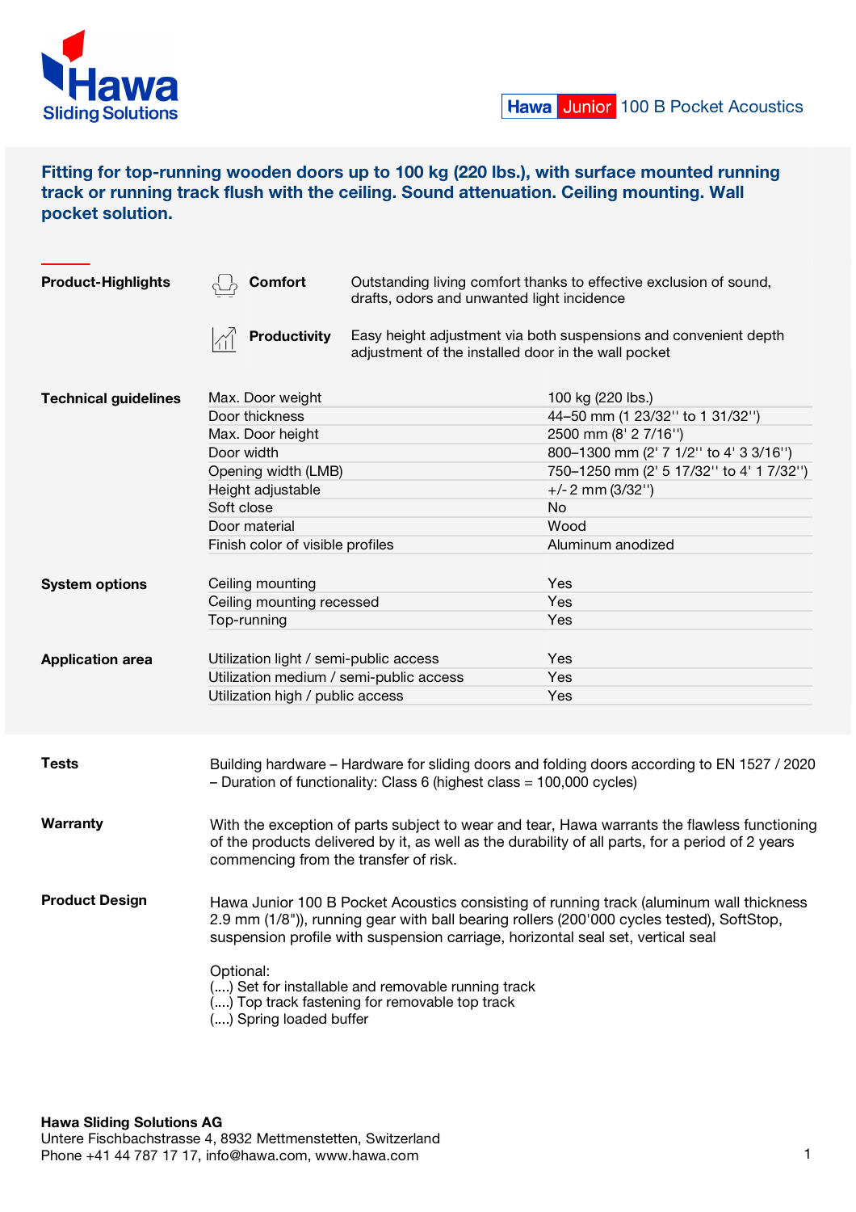Hawa Sliding Solutions

Hawa Junior 100 B Pocket Acoustics

## Fitting for top-running wooden doors up to 100 kg (220 lbs.), with surface mounted running track or running track flush with the ceiling. Sound attenuation. Ceiling mounting. Wall pocket solution.

**Product-Highlights**

| | |
|---|---|
| **Comfort** | Outstanding living comfort thanks to effective exclusion of sound, drafts, odors and unwanted light incidence |
| **Productivity** | Easy height adjustment via both suspensions and convenient depth adjustment of the installed door in the wall pocket |

**Technical guidelines**

| | |
|---|---|
| Max. Door weight | 100 kg (220 lbs.) |
| Door thickness | 44–50 mm (1 23/32'' to 1 31/32'') |
| Max. Door height | 2500 mm (8' 2 7/16'') |
| Door width | 800–1300 mm (2' 7 1/2'' to 4' 3 3/16'') |
| Opening width (LMB) | 750–1250 mm (2' 5 17/32'' to 4' 1 7/32'') |
| Height adjustable | +/- 2 mm (3/32'') |
| Soft close | No |
| Door material | Wood |
| Finish color of visible profiles | Aluminum anodized |

**System options**

| | |
|---|---|
| Ceiling mounting | Yes |
| Ceiling mounting recessed | Yes |
| Top-running | Yes |

**Application area**

| | |
|---|---|
| Utilization light / semi-public access | Yes |
| Utilization medium / semi-public access | Yes |
| Utilization high / public access | Yes |

**Tests**

Building hardware – Hardware for sliding doors and folding doors according to EN 1527 / 2020 – Duration of functionality: Class 6 (highest class = 100,000 cycles)

**Warranty**

With the exception of parts subject to wear and tear, Hawa warrants the flawless functioning of the products delivered by it, as well as the durability of all parts, for a period of 2 years commencing from the transfer of risk.

**Product Design**

Hawa Junior 100 B Pocket Acoustics consisting of running track (aluminum wall thickness 2.9 mm (1/8")), running gear with ball bearing rollers (200'000 cycles tested), SoftStop, suspension profile with suspension carriage, horizontal seal set, vertical seal

Optional:
(....) Set for installable and removable running track
(....) Top track fastening for removable top track
(....) Spring loaded buffer

**Hawa Sliding Solutions AG**
Untere Fischbachstrasse 4, 8932 Mettmenstetten, Switzerland
Phone +41 44 787 17 17, info@hawa.com, www.hawa.com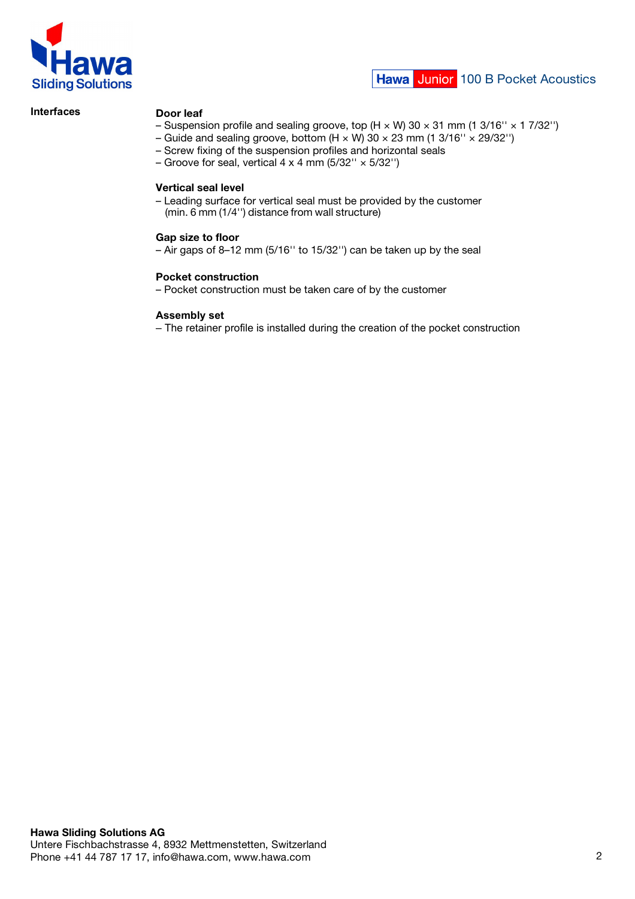## Interfaces

### Door leaf

– Suspension profile and sealing groove, top (H × W) 30 × 31 mm (1 3/16'' × 1 7/32'')
– Guide and sealing groove, bottom (H × W) 30 × 23 mm (1 3/16'' × 29/32'')
– Screw fixing of the suspension profiles and horizontal seals
– Groove for seal, vertical 4 x 4 mm (5/32'' × 5/32'')

### Vertical seal level

– Leading surface for vertical seal must be provided by the customer (min. 6 mm (1/4'') distance from wall structure)

### Gap size to floor

– Air gaps of 8–12 mm (5/16'' to 15/32'') can be taken up by the seal

### Pocket construction

– Pocket construction must be taken care of by the customer

### Assembly set

– The retainer profile is installed during the creation of the pocket construction

**Hawa Sliding Solutions AG**
Untere Fischbachstrasse 4, 8932 Mettmenstetten, Switzerland
Phone +41 44 787 17 17, info@hawa.com, www.hawa.com